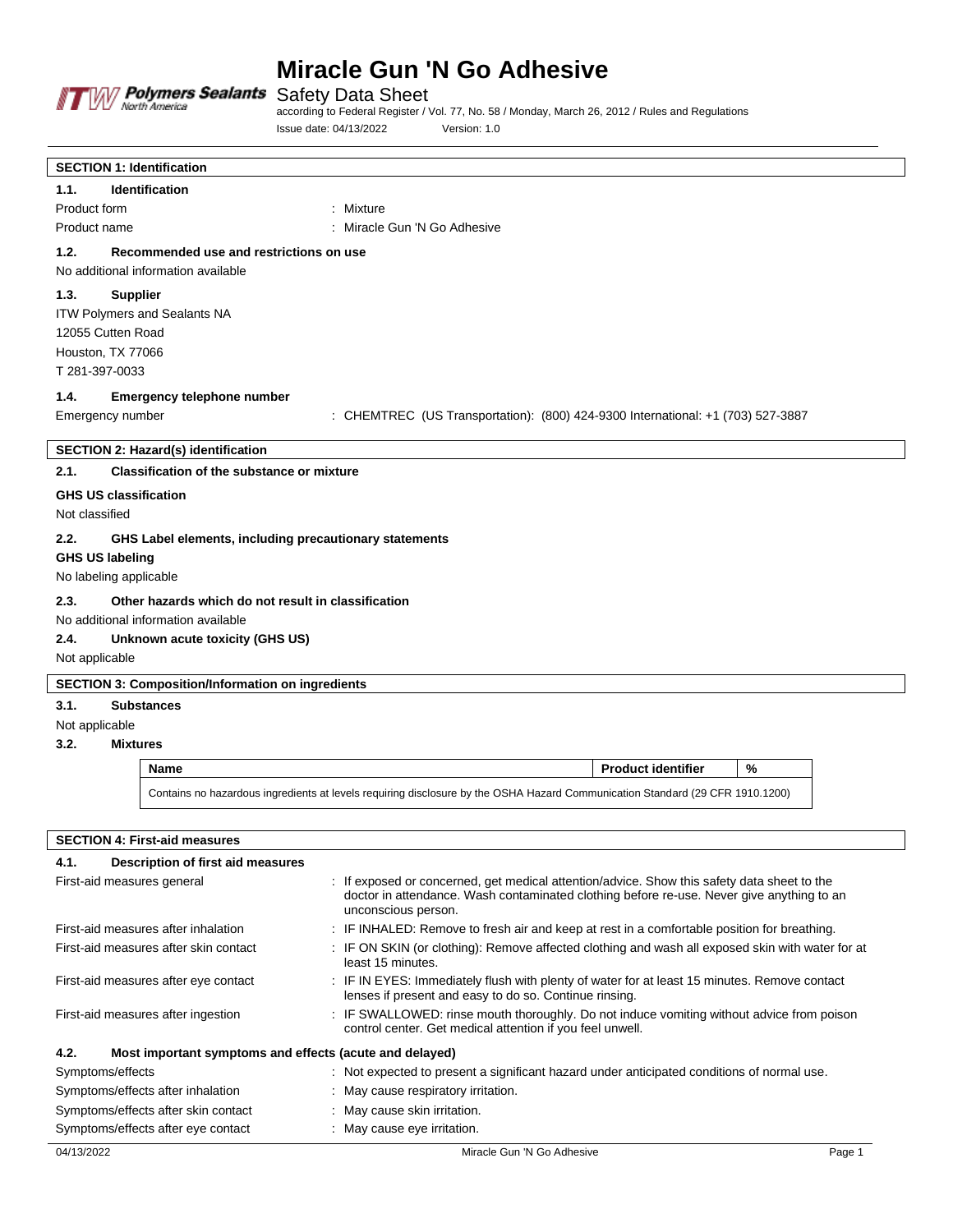# Miracle Gun 'N Go Adhesive

Safety Data Sheet

according to Federal Register / Vol. 77, No. 58 / Monday, March 26, 2012 / Rules and Regulations

Issue date: 04/13/2022 Version: 1.0

## SECTION 1: Identification

### 1.1. Identification

Product form : Mixture

Product name : Miracle Gun 'N Go Adhesive

### 1.2. Recommended use and restrictions on use

No additional information available

### 1.3. Supplier

ITW Polymers and Sealants NA
12055 Cutten Road
Houston, TX 77066
T 281-397-0033

### 1.4. Emergency telephone number

Emergency number : CHEMTREC (US Transportation): (800) 424-9300 International: +1 (703) 527-3887

## SECTION 2: Hazard(s) identification

### 2.1. Classification of the substance or mixture

**GHS US classification**

Not classified

### 2.2. GHS Label elements, including precautionary statements

**GHS US labeling**

No labeling applicable

### 2.3. Other hazards which do not result in classification

No additional information available

### 2.4. Unknown acute toxicity (GHS US)

Not applicable

## SECTION 3: Composition/Information on ingredients

### 3.1. Substances

Not applicable

### 3.2. Mixtures

| Name | Product identifier | % |
|---|---|---|
| Contains no hazardous ingredients at levels requiring disclosure by the OSHA Hazard Communication Standard (29 CFR 1910.1200) | | |

## SECTION 4: First-aid measures

### 4.1. Description of first aid measures

First-aid measures general : If exposed or concerned, get medical attention/advice. Show this safety data sheet to the doctor in attendance. Wash contaminated clothing before re-use. Never give anything to an unconscious person.

First-aid measures after inhalation : IF INHALED: Remove to fresh air and keep at rest in a comfortable position for breathing.

First-aid measures after skin contact : IF ON SKIN (or clothing): Remove affected clothing and wash all exposed skin with water for at least 15 minutes.

First-aid measures after eye contact : IF IN EYES: Immediately flush with plenty of water for at least 15 minutes. Remove contact lenses if present and easy to do so. Continue rinsing.

First-aid measures after ingestion : IF SWALLOWED: rinse mouth thoroughly. Do not induce vomiting without advice from poison control center. Get medical attention if you feel unwell.

### 4.2. Most important symptoms and effects (acute and delayed)

Symptoms/effects : Not expected to present a significant hazard under anticipated conditions of normal use.

Symptoms/effects after inhalation : May cause respiratory irritation.

Symptoms/effects after skin contact : May cause skin irritation.

Symptoms/effects after eye contact : May cause eye irritation.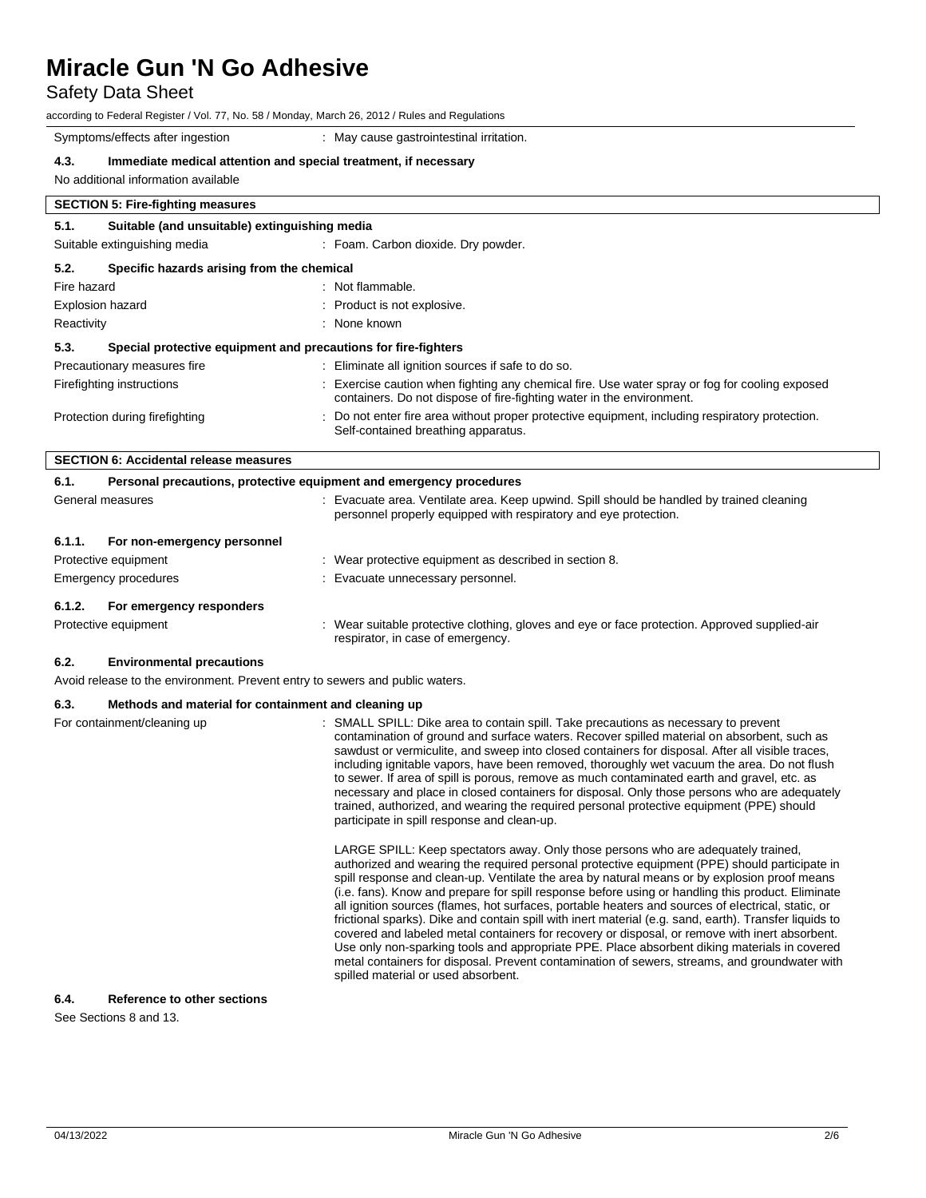Symptoms/effects after ingestion : May cause gastrointestinal irritation.

#### 4.3. Immediate medical attention and special treatment, if necessary

No additional information available

## SECTION 5: Fire-fighting measures

### 5.1. Suitable (and unsuitable) extinguishing media

Suitable extinguishing media : Foam. Carbon dioxide. Dry powder.

### 5.2. Specific hazards arising from the chemical

Fire hazard : Not flammable.

Explosion hazard : Product is not explosive.

Reactivity : None known

### 5.3. Special protective equipment and precautions for fire-fighters

Precautionary measures fire : Eliminate all ignition sources if safe to do so.

Firefighting instructions : Exercise caution when fighting any chemical fire. Use water spray or fog for cooling exposed containers. Do not dispose of fire-fighting water in the environment.

Protection during firefighting : Do not enter fire area without proper protective equipment, including respiratory protection. Self-contained breathing apparatus.

## SECTION 6: Accidental release measures

### 6.1. Personal precautions, protective equipment and emergency procedures

General measures : Evacuate area. Ventilate area. Keep upwind. Spill should be handled by trained cleaning personnel properly equipped with respiratory and eye protection.

#### 6.1.1. For non-emergency personnel

Protective equipment : Wear protective equipment as described in section 8.

Emergency procedures : Evacuate unnecessary personnel.

#### 6.1.2. For emergency responders

Protective equipment : Wear suitable protective clothing, gloves and eye or face protection. Approved supplied-air respirator, in case of emergency.

### 6.2. Environmental precautions

Avoid release to the environment. Prevent entry to sewers and public waters.

### 6.3. Methods and material for containment and cleaning up

For containment/cleaning up : SMALL SPILL: Dike area to contain spill. Take precautions as necessary to prevent contamination of ground and surface waters. Recover spilled material on absorbent, such as sawdust or vermiculite, and sweep into closed containers for disposal. After all visible traces, including ignitable vapors, have been removed, thoroughly wet vacuum the area. Do not flush to sewer. If area of spill is porous, remove as much contaminated earth and gravel, etc. as necessary and place in closed containers for disposal. Only those persons who are adequately trained, authorized, and wearing the required personal protective equipment (PPE) should participate in spill response and clean-up.

LARGE SPILL: Keep spectators away. Only those persons who are adequately trained, authorized and wearing the required personal protective equipment (PPE) should participate in spill response and clean-up. Ventilate the area by natural means or by explosion proof means (i.e. fans). Know and prepare for spill response before using or handling this product. Eliminate all ignition sources (flames, hot surfaces, portable heaters and sources of electrical, static, or frictional sparks). Dike and contain spill with inert material (e.g. sand, earth). Transfer liquids to covered and labeled metal containers for recovery or disposal, or remove with inert absorbent. Use only non-sparking tools and appropriate PPE. Place absorbent diking materials in covered metal containers for disposal. Prevent contamination of sewers, streams, and groundwater with spilled material or used absorbent.

### 6.4. Reference to other sections

See Sections 8 and 13.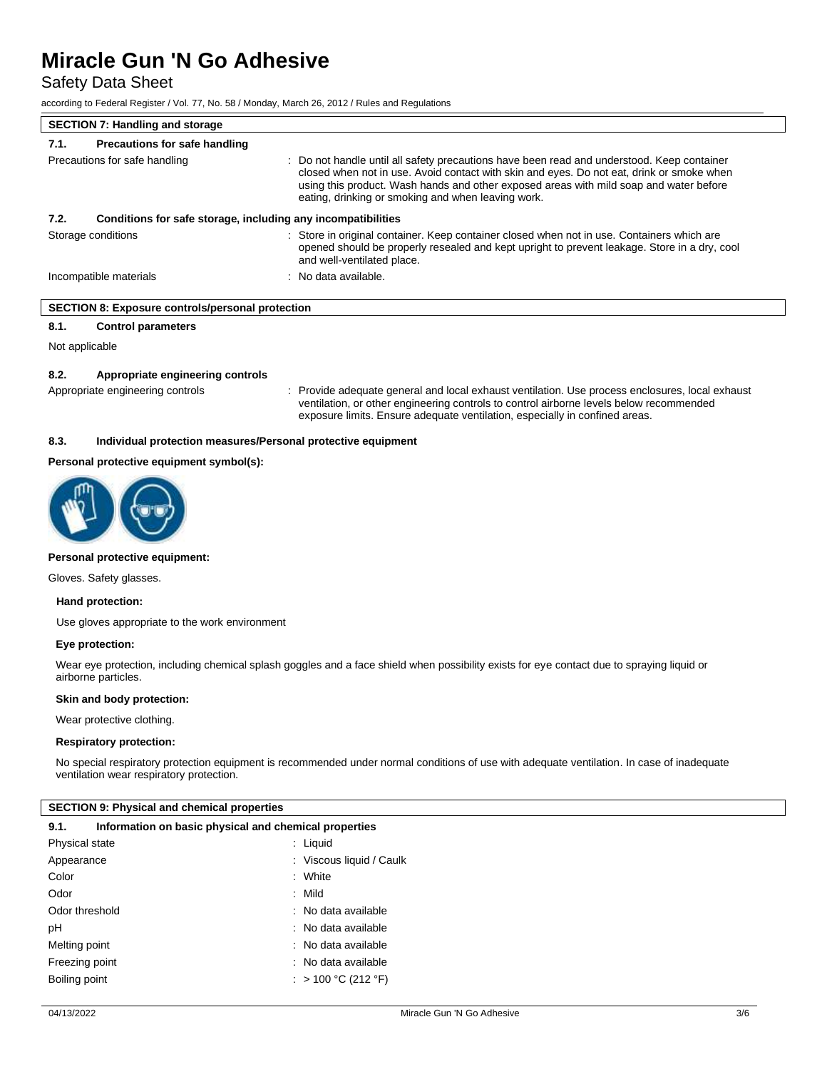# Miracle Gun 'N Go Adhesive

Safety Data Sheet

according to Federal Register / Vol. 77, No. 58 / Monday, March 26, 2012 / Rules and Regulations

## SECTION 7: Handling and storage

### 7.1. Precautions for safe handling

Precautions for safe handling : Do not handle until all safety precautions have been read and understood. Keep container closed when not in use. Avoid contact with skin and eyes. Do not eat, drink or smoke when using this product. Wash hands and other exposed areas with mild soap and water before eating, drinking or smoking and when leaving work.

### 7.2. Conditions for safe storage, including any incompatibilities

Storage conditions : Store in original container. Keep container closed when not in use. Containers which are opened should be properly resealed and kept upright to prevent leakage. Store in a dry, cool and well-ventilated place.

Incompatible materials : No data available.

## SECTION 8: Exposure controls/personal protection

### 8.1. Control parameters

Not applicable

### 8.2. Appropriate engineering controls

Appropriate engineering controls : Provide adequate general and local exhaust ventilation. Use process enclosures, local exhaust ventilation, or other engineering controls to control airborne levels below recommended exposure limits. Ensure adequate ventilation, especially in confined areas.

### 8.3. Individual protection measures/Personal protective equipment

**Personal protective equipment symbol(s):**

**Personal protective equipment:**

Gloves. Safety glasses.

**Hand protection:**

Use gloves appropriate to the work environment

**Eye protection:**

Wear eye protection, including chemical splash goggles and a face shield when possibility exists for eye contact due to spraying liquid or airborne particles.

**Skin and body protection:**

Wear protective clothing.

**Respiratory protection:**

No special respiratory protection equipment is recommended under normal conditions of use with adequate ventilation. In case of inadequate ventilation wear respiratory protection.

## SECTION 9: Physical and chemical properties

### 9.1. Information on basic physical and chemical properties

| Property | Value |
|---|---|
| Physical state | Liquid |
| Appearance | Viscous liquid / Caulk |
| Color | White |
| Odor | Mild |
| Odor threshold | No data available |
| pH | No data available |
| Melting point | No data available |
| Freezing point | No data available |
| Boiling point | > 100 °C (212 °F) |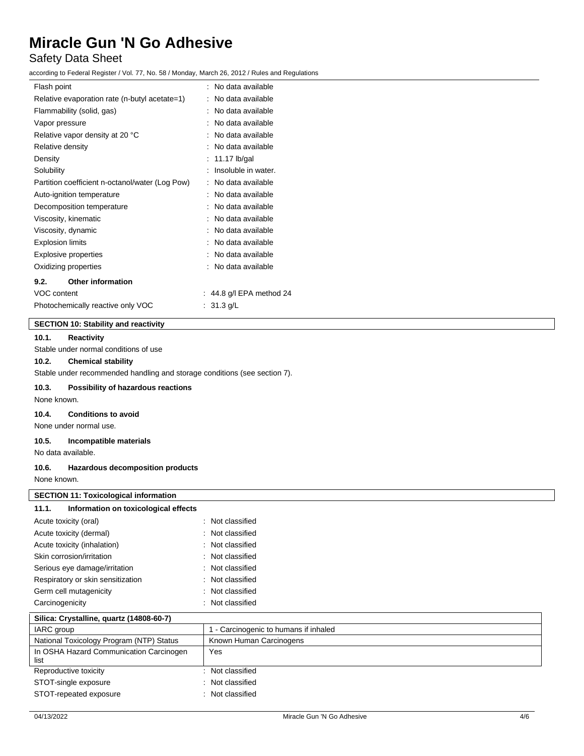| | |
|---|---|
| Flash point | : No data available |
| Relative evaporation rate (n-butyl acetate=1) | : No data available |
| Flammability (solid, gas) | : No data available |
| Vapor pressure | : No data available |
| Relative vapor density at 20 °C | : No data available |
| Relative density | : No data available |
| Density | : 11.17 lb/gal |
| Solubility | : Insoluble in water. |
| Partition coefficient n-octanol/water (Log Pow) | : No data available |
| Auto-ignition temperature | : No data available |
| Decomposition temperature | : No data available |
| Viscosity, kinematic | : No data available |
| Viscosity, dynamic | : No data available |
| Explosion limits | : No data available |
| Explosive properties | : No data available |
| Oxidizing properties | : No data available |

### 9.2. Other information

| | |
|---|---|
| VOC content | : 44.8 g/l EPA method 24 |
| Photochemically reactive only VOC | : 31.3 g/L |

## SECTION 10: Stability and reactivity

### 10.1. Reactivity

Stable under normal conditions of use

### 10.2. Chemical stability

Stable under recommended handling and storage conditions (see section 7).

### 10.3. Possibility of hazardous reactions

None known.

### 10.4. Conditions to avoid

None under normal use.

### 10.5. Incompatible materials

No data available.

### 10.6. Hazardous decomposition products

None known.

## SECTION 11: Toxicological information

### 11.1. Information on toxicological effects

| | |
|---|---|
| Acute toxicity (oral) | : Not classified |
| Acute toxicity (dermal) | : Not classified |
| Acute toxicity (inhalation) | : Not classified |
| Skin corrosion/irritation | : Not classified |
| Serious eye damage/irritation | : Not classified |
| Respiratory or skin sensitization | : Not classified |
| Germ cell mutagenicity | : Not classified |
| Carcinogenicity | : Not classified |

| Silica: Crystalline, quartz (14808-60-7) | |
|---|---|
| IARC group | 1 - Carcinogenic to humans if inhaled |
| National Toxicology Program (NTP) Status | Known Human Carcinogens |
| In OSHA Hazard Communication Carcinogen list | Yes |

| | |
|---|---|
| Reproductive toxicity | : Not classified |
| STOT-single exposure | : Not classified |
| STOT-repeated exposure | : Not classified |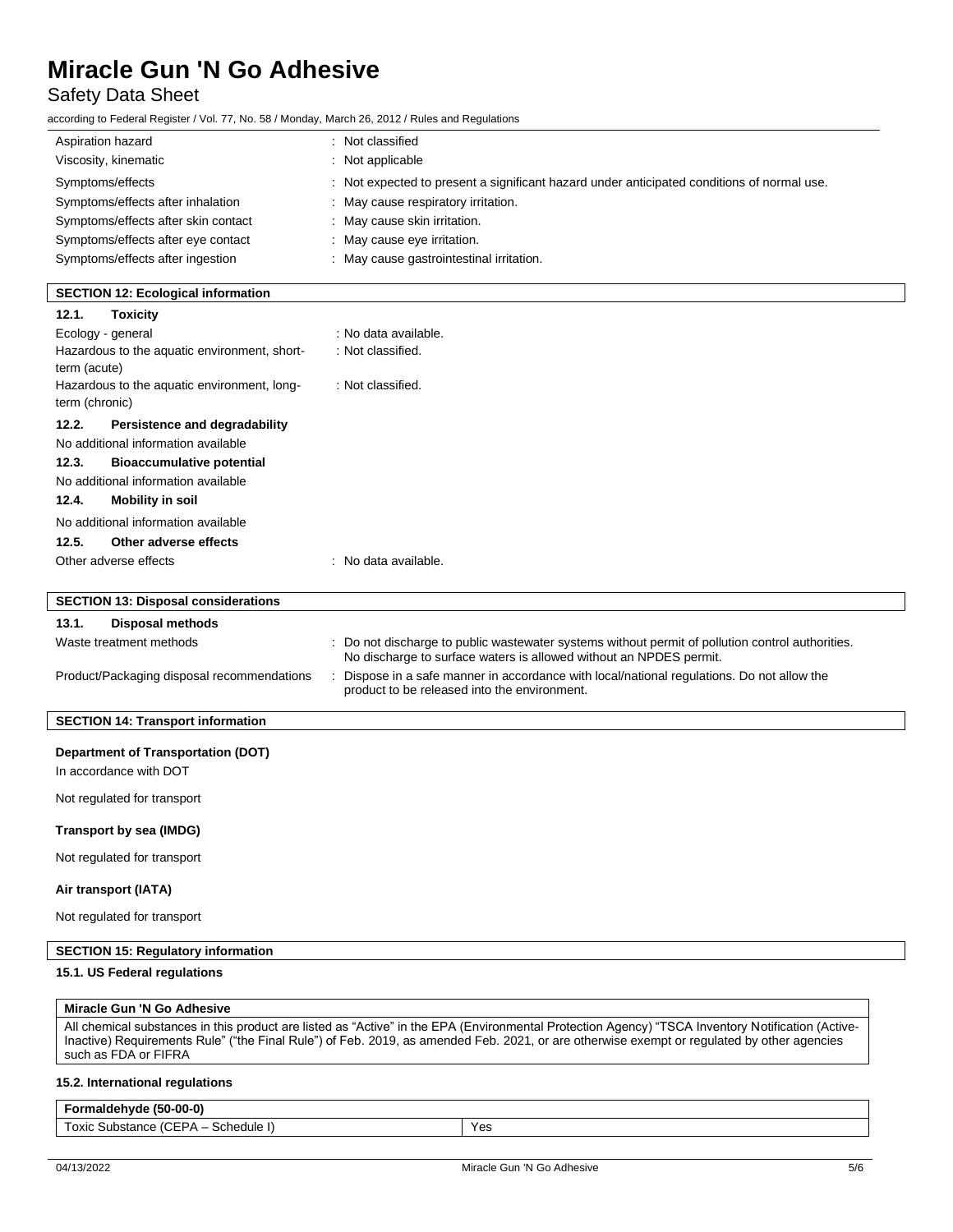| | |
|---|---|
| Aspiration hazard | : Not classified |
| Viscosity, kinematic | : Not applicable |
| Symptoms/effects | : Not expected to present a significant hazard under anticipated conditions of normal use. |
| Symptoms/effects after inhalation | : May cause respiratory irritation. |
| Symptoms/effects after skin contact | : May cause skin irritation. |
| Symptoms/effects after eye contact | : May cause eye irritation. |
| Symptoms/effects after ingestion | : May cause gastrointestinal irritation. |

## SECTION 12: Ecological information

### 12.1. Toxicity

| | |
|---|---|
| Ecology - general | : No data available. |
| Hazardous to the aquatic environment, short-term (acute) | : Not classified. |
| Hazardous to the aquatic environment, long-term (chronic) | : Not classified. |

### 12.2. Persistence and degradability

No additional information available

### 12.3. Bioaccumulative potential

No additional information available

### 12.4. Mobility in soil

No additional information available

### 12.5. Other adverse effects

| | |
|---|---|
| Other adverse effects | : No data available. |

## SECTION 13: Disposal considerations

### 13.1. Disposal methods

| | |
|---|---|
| Waste treatment methods | : Do not discharge to public wastewater systems without permit of pollution control authorities. No discharge to surface waters is allowed without an NPDES permit. |
| Product/Packaging disposal recommendations | : Dispose in a safe manner in accordance with local/national regulations. Do not allow the product to be released into the environment. |

## SECTION 14: Transport information

**Department of Transportation (DOT)**

In accordance with DOT

Not regulated for transport

**Transport by sea (IMDG)**

Not regulated for transport

**Air transport (IATA)**

Not regulated for transport

## SECTION 15: Regulatory information

### 15.1. US Federal regulations

| Miracle Gun 'N Go Adhesive |
|---|
| All chemical substances in this product are listed as "Active" in the EPA (Environmental Protection Agency) "TSCA Inventory Notification (Active-Inactive) Requirements Rule" ("the Final Rule") of Feb. 2019, as amended Feb. 2021, or are otherwise exempt or regulated by other agencies such as FDA or FIFRA |

### 15.2. International regulations

| Formaldehyde (50-00-0) | |
|---|---|
| Toxic Substance (CEPA – Schedule I) | Yes |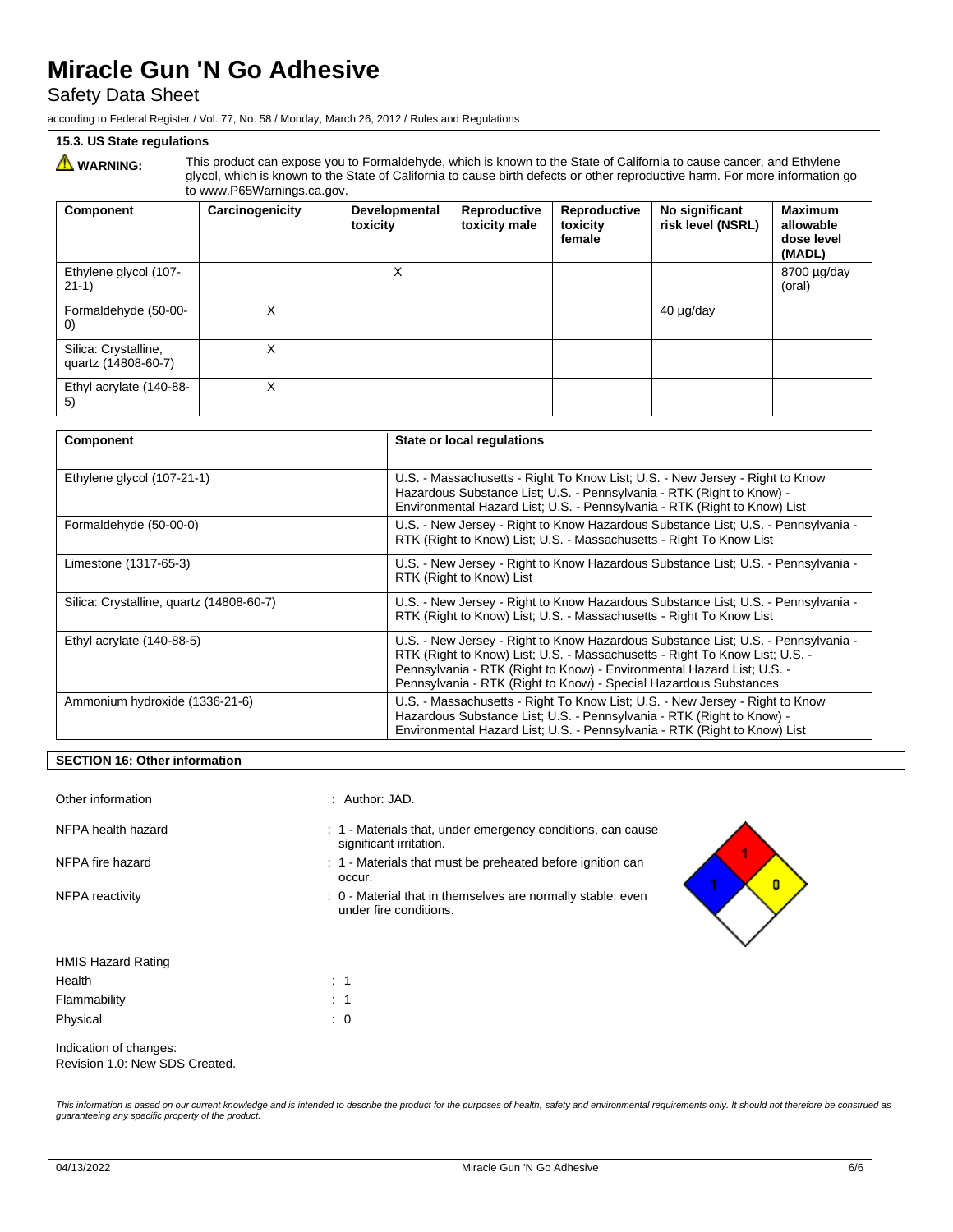### 15.3. US State regulations

**WARNING:** This product can expose you to Formaldehyde, which is known to the State of California to cause cancer, and Ethylene glycol, which is known to the State of California to cause birth defects or other reproductive harm. For more information go to www.P65Warnings.ca.gov.

| Component | Carcinogenicity | Developmental toxicity | Reproductive toxicity male | Reproductive toxicity female | No significant risk level (NSRL) | Maximum allowable dose level (MADL) |
|---|---|---|---|---|---|---|
| Ethylene glycol (107-21-1) | | X | | | | 8700 µg/day (oral) |
| Formaldehyde (50-00-0) | X | | | | 40 µg/day | |
| Silica: Crystalline, quartz (14808-60-7) | X | | | | | |
| Ethyl acrylate (140-88-5) | X | | | | | |

| Component | State or local regulations |
|---|---|
| Ethylene glycol (107-21-1) | U.S. - Massachusetts - Right To Know List; U.S. - New Jersey - Right to Know Hazardous Substance List; U.S. - Pennsylvania - RTK (Right to Know) - Environmental Hazard List; U.S. - Pennsylvania - RTK (Right to Know) List |
| Formaldehyde (50-00-0) | U.S. - New Jersey - Right to Know Hazardous Substance List; U.S. - Pennsylvania - RTK (Right to Know) List; U.S. - Massachusetts - Right To Know List |
| Limestone (1317-65-3) | U.S. - New Jersey - Right to Know Hazardous Substance List; U.S. - Pennsylvania - RTK (Right to Know) List |
| Silica: Crystalline, quartz (14808-60-7) | U.S. - New Jersey - Right to Know Hazardous Substance List; U.S. - Pennsylvania - RTK (Right to Know) List; U.S. - Massachusetts - Right To Know List |
| Ethyl acrylate (140-88-5) | U.S. - New Jersey - Right to Know Hazardous Substance List; U.S. - Pennsylvania - RTK (Right to Know) List; U.S. - Massachusetts - Right To Know List; U.S. - Pennsylvania - RTK (Right to Know) - Environmental Hazard List; U.S. - Pennsylvania - RTK (Right to Know) - Special Hazardous Substances |
| Ammonium hydroxide (1336-21-6) | U.S. - Massachusetts - Right To Know List; U.S. - New Jersey - Right to Know Hazardous Substance List; U.S. - Pennsylvania - RTK (Right to Know) - Environmental Hazard List; U.S. - Pennsylvania - RTK (Right to Know) List |

## SECTION 16: Other information

Other information : Author: JAD.

NFPA health hazard : 1 - Materials that, under emergency conditions, can cause significant irritation.

NFPA fire hazard : 1 - Materials that must be preheated before ignition can occur.

NFPA reactivity : 0 - Material that in themselves are normally stable, even under fire conditions.

1
1 0

HMIS Hazard Rating

Health : 1

Flammability : 1

Physical : 0

Indication of changes:
Revision 1.0: New SDS Created.

*This information is based on our current knowledge and is intended to describe the product for the purposes of health, safety and environmental requirements only. It should not therefore be construed as guaranteeing any specific property of the product.*